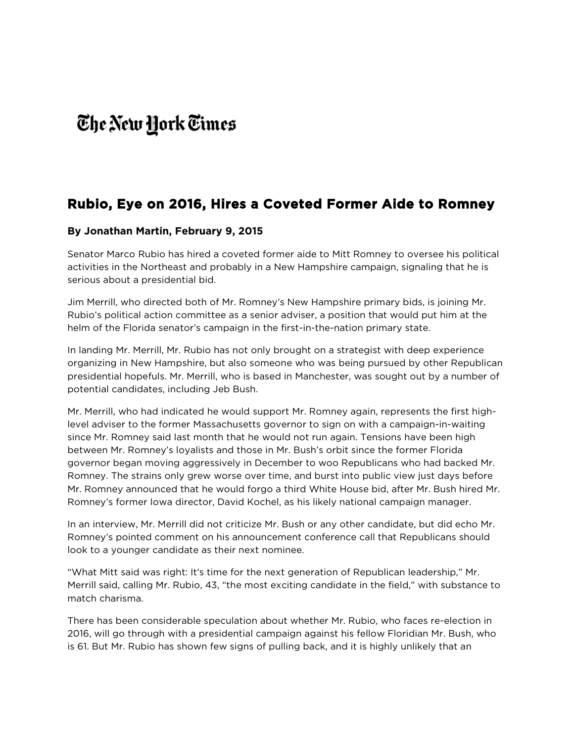The New York Times

## Rubio, Eye on 2016, Hires a Coveted Former Aide to Romney

**By Jonathan Martin, February 9, 2015**

Senator Marco Rubio has hired a coveted former aide to Mitt Romney to oversee his political activities in the Northeast and probably in a New Hampshire campaign, signaling that he is serious about a presidential bid.

Jim Merrill, who directed both of Mr. Romney's New Hampshire primary bids, is joining Mr. Rubio's political action committee as a senior adviser, a position that would put him at the helm of the Florida senator's campaign in the first-in-the-nation primary state.

In landing Mr. Merrill, Mr. Rubio has not only brought on a strategist with deep experience organizing in New Hampshire, but also someone who was being pursued by other Republican presidential hopefuls. Mr. Merrill, who is based in Manchester, was sought out by a number of potential candidates, including Jeb Bush.

Mr. Merrill, who had indicated he would support Mr. Romney again, represents the first high-level adviser to the former Massachusetts governor to sign on with a campaign-in-waiting since Mr. Romney said last month that he would not run again. Tensions have been high between Mr. Romney's loyalists and those in Mr. Bush's orbit since the former Florida governor began moving aggressively in December to woo Republicans who had backed Mr. Romney. The strains only grew worse over time, and burst into public view just days before Mr. Romney announced that he would forgo a third White House bid, after Mr. Bush hired Mr. Romney's former Iowa director, David Kochel, as his likely national campaign manager.

In an interview, Mr. Merrill did not criticize Mr. Bush or any other candidate, but did echo Mr. Romney's pointed comment on his announcement conference call that Republicans should look to a younger candidate as their next nominee.

"What Mitt said was right: It's time for the next generation of Republican leadership," Mr. Merrill said, calling Mr. Rubio, 43, "the most exciting candidate in the field," with substance to match charisma.

There has been considerable speculation about whether Mr. Rubio, who faces re-election in 2016, will go through with a presidential campaign against his fellow Floridian Mr. Bush, who is 61. But Mr. Rubio has shown few signs of pulling back, and it is highly unlikely that an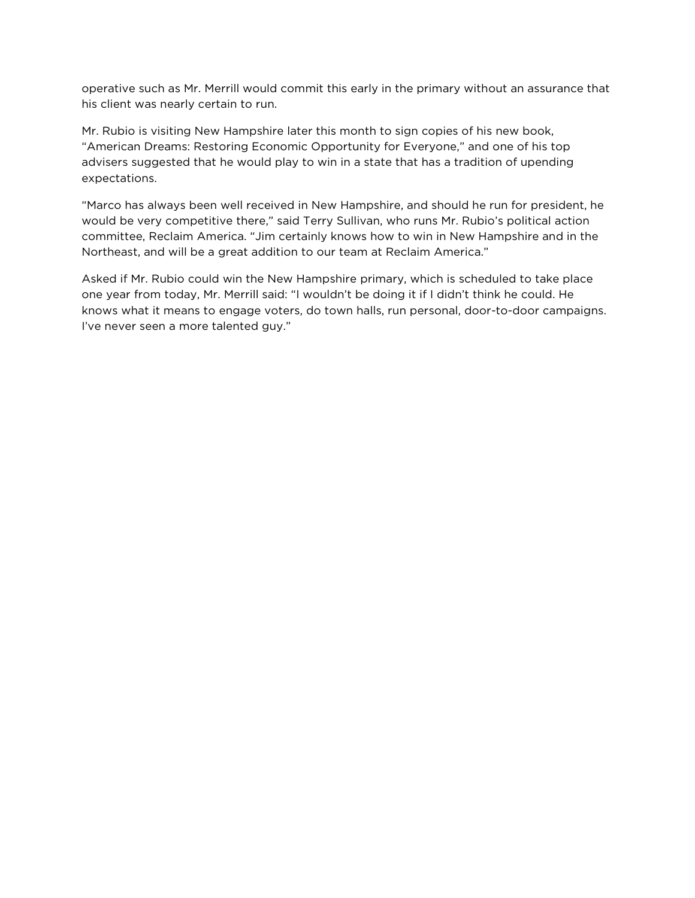operative such as Mr. Merrill would commit this early in the primary without an assurance that his client was nearly certain to run.

Mr. Rubio is visiting New Hampshire later this month to sign copies of his new book, "American Dreams: Restoring Economic Opportunity for Everyone," and one of his top advisers suggested that he would play to win in a state that has a tradition of upending expectations.

"Marco has always been well received in New Hampshire, and should he run for president, he would be very competitive there," said Terry Sullivan, who runs Mr. Rubio's political action committee, Reclaim America. "Jim certainly knows how to win in New Hampshire and in the Northeast, and will be a great addition to our team at Reclaim America."

Asked if Mr. Rubio could win the New Hampshire primary, which is scheduled to take place one year from today, Mr. Merrill said: "I wouldn't be doing it if I didn't think he could. He knows what it means to engage voters, do town halls, run personal, door-to-door campaigns. I've never seen a more talented guy."